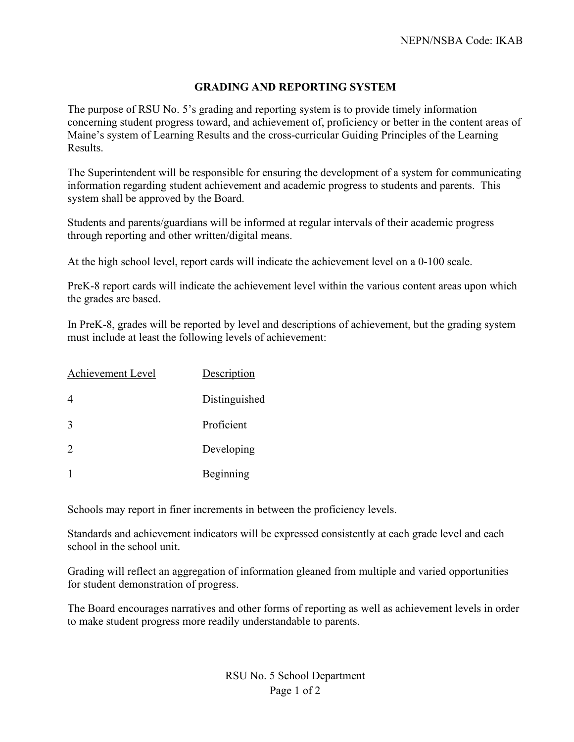NEPN/NSBA Code: IKAB

# GRADING AND REPORTING SYSTEM

The purpose of RSU No. 5's grading and reporting system is to provide timely information concerning student progress toward, and achievement of, proficiency or better in the content areas of Maine's system of Learning Results and the cross-curricular Guiding Principles of the Learning Results.

The Superintendent will be responsible for ensuring the development of a system for communicating information regarding student achievement and academic progress to students and parents. This system shall be approved by the Board.

Students and parents/guardians will be informed at regular intervals of their academic progress through reporting and other written/digital means.

At the high school level, report cards will indicate the achievement level on a 0-100 scale.

PreK-8 report cards will indicate the achievement level within the various content areas upon which the grades are based.

In PreK-8, grades will be reported by level and descriptions of achievement, but the grading system must include at least the following levels of achievement:

| Achievement Level | Description |
|---|---|
| 4 | Distinguished |
| 3 | Proficient |
| 2 | Developing |
| 1 | Beginning |

Schools may report in finer increments in between the proficiency levels.

Standards and achievement indicators will be expressed consistently at each grade level and each school in the school unit.

Grading will reflect an aggregation of information gleaned from multiple and varied opportunities for student demonstration of progress.

The Board encourages narratives and other forms of reporting as well as achievement levels in order to make student progress more readily understandable to parents.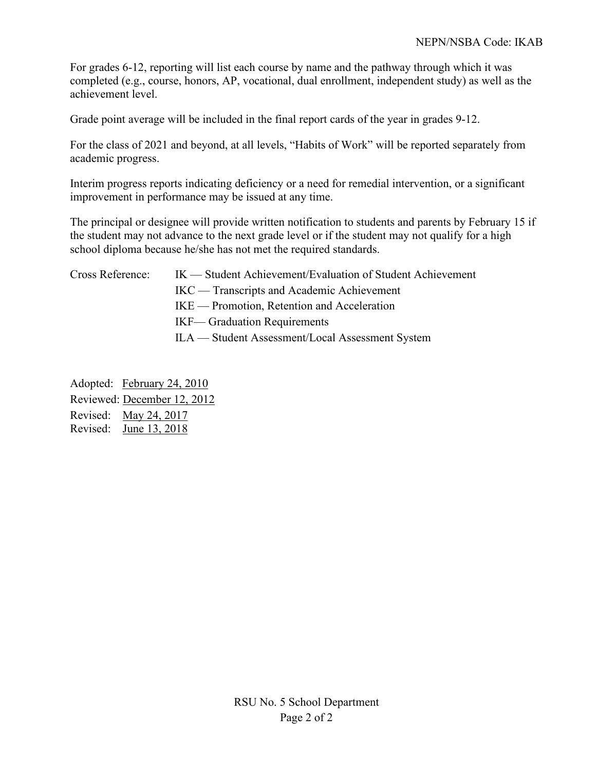For grades 6-12, reporting will list each course by name and the pathway through which it was completed (e.g., course, honors, AP, vocational, dual enrollment, independent study) as well as the achievement level.

Grade point average will be included in the final report cards of the year in grades 9-12.

For the class of 2021 and beyond, at all levels, "Habits of Work" will be reported separately from academic progress.

Interim progress reports indicating deficiency or a need for remedial intervention, or a significant improvement in performance may be issued at any time.

The principal or designee will provide written notification to students and parents by February 15 if the student may not advance to the next grade level or if the student may not qualify for a high school diploma because he/she has not met the required standards.

Cross Reference:
- IK — Student Achievement/Evaluation of Student Achievement
- IKC — Transcripts and Academic Achievement
- IKE — Promotion, Retention and Acceleration
- IKF— Graduation Requirements
- ILA — Student Assessment/Local Assessment System

Adopted: February 24, 2010
Reviewed: December 12, 2012
Revised: May 24, 2017
Revised: June 13, 2018